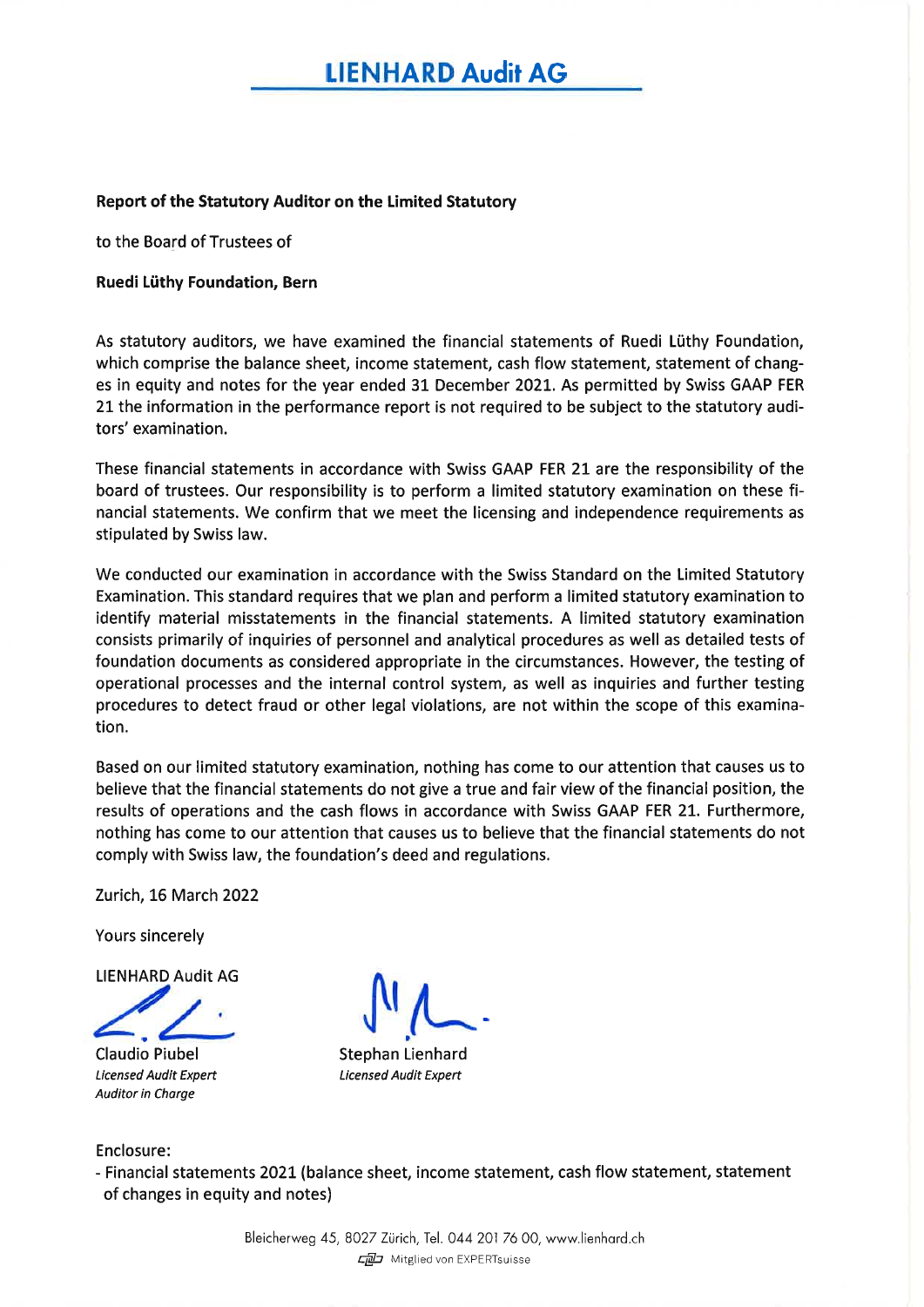# LIENHARD Audit AG

**Report of the Statutory Auditor on the Limited Statutory**

to the Board of Trustees of

**Ruedi Lüthy Foundation, Bern**

As statutory auditors, we have examined the financial statements of Ruedi Lüthy Foundation, which comprise the balance sheet, income statement, cash flow statement, statement of changes in equity and notes for the year ended 31 December 2021. As permitted by Swiss GAAP FER 21 the information in the performance report is not required to be subject to the statutory auditors' examination.

These financial statements in accordance with Swiss GAAP FER 21 are the responsibility of the board of trustees. Our responsibility is to perform a limited statutory examination on these financial statements. We confirm that we meet the licensing and independence requirements as stipulated by Swiss law.

We conducted our examination in accordance with the Swiss Standard on the Limited Statutory Examination. This standard requires that we plan and perform a limited statutory examination to identify material misstatements in the financial statements. A limited statutory examination consists primarily of inquiries of personnel and analytical procedures as well as detailed tests of foundation documents as considered appropriate in the circumstances. However, the testing of operational processes and the internal control system, as well as inquiries and further testing procedures to detect fraud or other legal violations, are not within the scope of this examination.

Based on our limited statutory examination, nothing has come to our attention that causes us to believe that the financial statements do not give a true and fair view of the financial position, the results of operations and the cash flows in accordance with Swiss GAAP FER 21. Furthermore, nothing has come to our attention that causes us to believe that the financial statements do not comply with Swiss law, the foundation's deed and regulations.

Zurich, 16 March 2022

Yours sincerely

LIENHARD Audit AG

Claudio Piubel
*Licensed Audit Expert*
*Auditor in Charge*

Stephan Lienhard
*Licensed Audit Expert*

Enclosure:
- Financial statements 2021 (balance sheet, income statement, cash flow statement, statement of changes in equity and notes)

Bleicherweg 45, 8027 Zürich, Tel. 044 201 76 00, www.lienhard.ch
Mitglied von EXPERTsuisse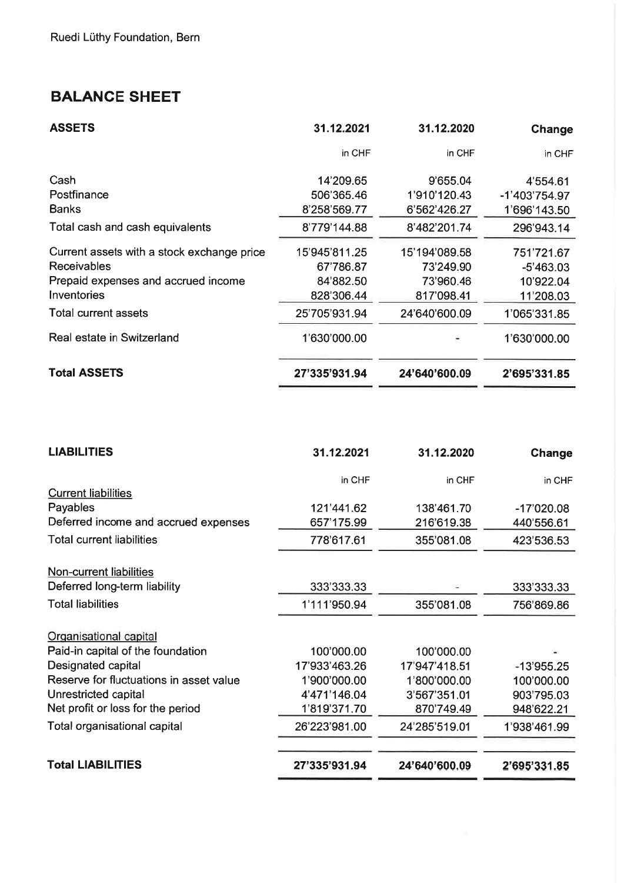Ruedi Lüthy Foundation, Bern

# BALANCE SHEET

| ASSETS | 31.12.2021 | 31.12.2020 | Change |
|---|---|---|---|
| | in CHF | in CHF | in CHF |
| Cash | 14'209.65 | 9'655.04 | 4'554.61 |
| Postfinance | 506'365.46 | 1'910'120.43 | -1'403'754.97 |
| Banks | 8'258'569.77 | 6'562'426.27 | 1'696'143.50 |
| Total cash and cash equivalents | 8'779'144.88 | 8'482'201.74 | 296'943.14 |
| Current assets with a stock exchange price | 15'945'811.25 | 15'194'089.58 | 751'721.67 |
| Receivables | 67'786.87 | 73'249.90 | -5'463.03 |
| Prepaid expenses and accrued income | 84'882.50 | 73'960.46 | 10'922.04 |
| Inventories | 828'306.44 | 817'098.41 | 11'208.03 |
| Total current assets | 25'705'931.94 | 24'640'600.09 | 1'065'331.85 |
| Real estate in Switzerland | 1'630'000.00 | - | 1'630'000.00 |
| **Total ASSETS** | **27'335'931.94** | **24'640'600.09** | **2'695'331.85** |

| LIABILITIES | 31.12.2021 | 31.12.2020 | Change |
|---|---|---|---|
| | in CHF | in CHF | in CHF |
| Current liabilities | | | |
| Payables | 121'441.62 | 138'461.70 | -17'020.08 |
| Deferred income and accrued expenses | 657'175.99 | 216'619.38 | 440'556.61 |
| Total current liabilities | 778'617.61 | 355'081.08 | 423'536.53 |
| Non-current liabilities | | | |
| Deferred long-term liability | 333'333.33 | - | 333'333.33 |
| Total liabilities | 1'111'950.94 | 355'081.08 | 756'869.86 |
| Organisational capital | | | |
| Paid-in capital of the foundation | 100'000.00 | 100'000.00 | - |
| Designated capital | 17'933'463.26 | 17'947'418.51 | -13'955.25 |
| Reserve for fluctuations in asset value | 1'900'000.00 | 1'800'000.00 | 100'000.00 |
| Unrestricted capital | 4'471'146.04 | 3'567'351.01 | 903'795.03 |
| Net profit or loss for the period | 1'819'371.70 | 870'749.49 | 948'622.21 |
| Total organisational capital | 26'223'981.00 | 24'285'519.01 | 1'938'461.99 |
| **Total LIABILITIES** | **27'335'931.94** | **24'640'600.09** | **2'695'331.85** |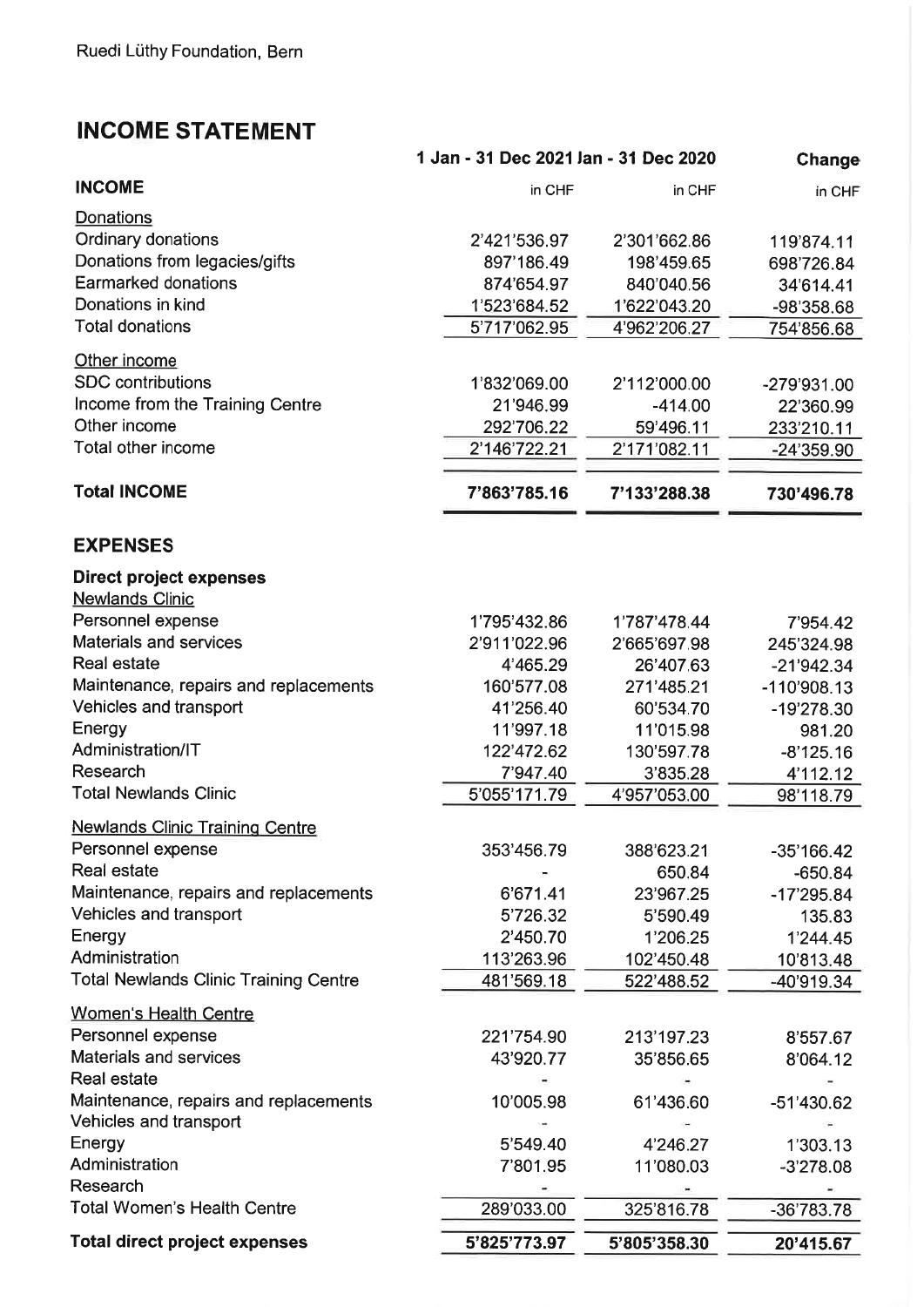Ruedi Lüthy Foundation, Bern

# INCOME STATEMENT

| | 1 Jan - 31 Dec 2021 | Jan - 31 Dec 2020 | Change |
|---|---|---|---|
| **INCOME** | in CHF | in CHF | in CHF |
| Donations | | | |
| Ordinary donations | 2'421'536.97 | 2'301'662.86 | 119'874.11 |
| Donations from legacies/gifts | 897'186.49 | 198'459.65 | 698'726.84 |
| Earmarked donations | 874'654.97 | 840'040.56 | 34'614.41 |
| Donations in kind | 1'523'684.52 | 1'622'043.20 | -98'358.68 |
| Total donations | 5'717'062.95 | 4'962'206.27 | 754'856.68 |
| Other income | | | |
| SDC contributions | 1'832'069.00 | 2'112'000.00 | -279'931.00 |
| Income from the Training Centre | 21'946.99 | -414.00 | 22'360.99 |
| Other income | 292'706.22 | 59'496.11 | 233'210.11 |
| Total other income | 2'146'722.21 | 2'171'082.11 | -24'359.90 |
| **Total INCOME** | **7'863'785.16** | **7'133'288.38** | **730'496.78** |
| **EXPENSES** | | | |
| **Direct project expenses** | | | |
| Newlands Clinic | | | |
| Personnel expense | 1'795'432.86 | 1'787'478.44 | 7'954.42 |
| Materials and services | 2'911'022.96 | 2'665'697.98 | 245'324.98 |
| Real estate | 4'465.29 | 26'407.63 | -21'942.34 |
| Maintenance, repairs and replacements | 160'577.08 | 271'485.21 | -110'908.13 |
| Vehicles and transport | 41'256.40 | 60'534.70 | -19'278.30 |
| Energy | 11'997.18 | 11'015.98 | 981.20 |
| Administration/IT | 122'472.62 | 130'597.78 | -8'125.16 |
| Research | 7'947.40 | 3'835.28 | 4'112.12 |
| Total Newlands Clinic | 5'055'171.79 | 4'957'053.00 | 98'118.79 |
| Newlands Clinic Training Centre | | | |
| Personnel expense | 353'456.79 | 388'623.21 | -35'166.42 |
| Real estate | - | 650.84 | -650.84 |
| Maintenance, repairs and replacements | 6'671.41 | 23'967.25 | -17'295.84 |
| Vehicles and transport | 5'726.32 | 5'590.49 | 135.83 |
| Energy | 2'450.70 | 1'206.25 | 1'244.45 |
| Administration | 113'263.96 | 102'450.48 | 10'813.48 |
| Total Newlands Clinic Training Centre | 481'569.18 | 522'488.52 | -40'919.34 |
| Women's Health Centre | | | |
| Personnel expense | 221'754.90 | 213'197.23 | 8'557.67 |
| Materials and services | 43'920.77 | 35'856.65 | 8'064.12 |
| Real estate | - | - | - |
| Maintenance, repairs and replacements | 10'005.98 | 61'436.60 | -51'430.62 |
| Vehicles and transport | - | - | - |
| Energy | 5'549.40 | 4'246.27 | 1'303.13 |
| Administration | 7'801.95 | 11'080.03 | -3'278.08 |
| Research | - | - | - |
| Total Women's Health Centre | 289'033.00 | 325'816.78 | -36'783.78 |
| **Total direct project expenses** | **5'825'773.97** | **5'805'358.30** | **20'415.67** |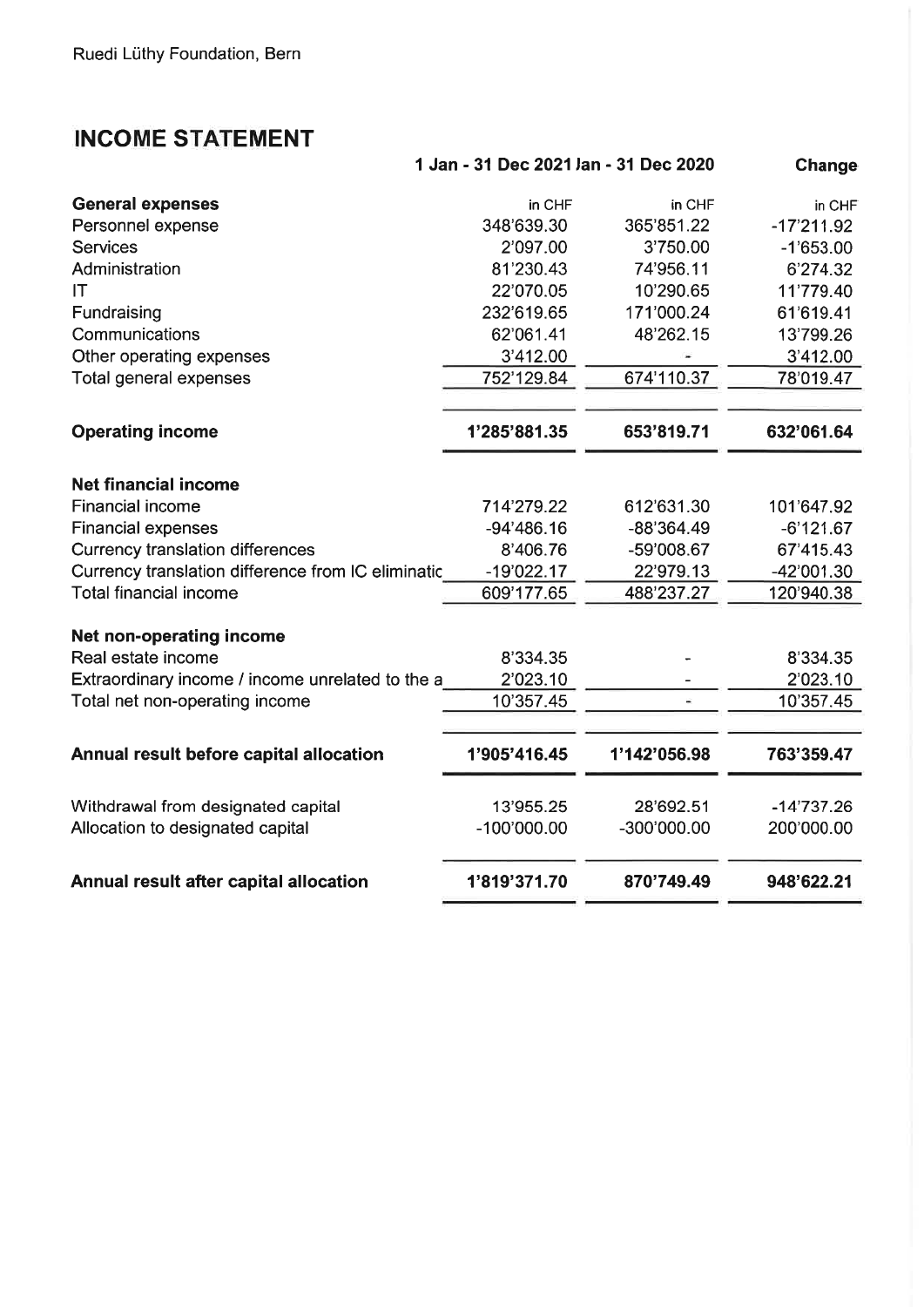Ruedi Lüthy Foundation, Bern

# INCOME STATEMENT

| | 1 Jan - 31 Dec 2021 | Jan - 31 Dec 2020 | Change |
|---|---|---|---|
| **General expenses** | in CHF | in CHF | in CHF |
| Personnel expense | 348'639.30 | 365'851.22 | -17'211.92 |
| Services | 2'097.00 | 3'750.00 | -1'653.00 |
| Administration | 81'230.43 | 74'956.11 | 6'274.32 |
| IT | 22'070.05 | 10'290.65 | 11'779.40 |
| Fundraising | 232'619.65 | 171'000.24 | 61'619.41 |
| Communications | 62'061.41 | 48'262.15 | 13'799.26 |
| Other operating expenses | 3'412.00 | - | 3'412.00 |
| Total general expenses | 752'129.84 | 674'110.37 | 78'019.47 |
| | | | |
| **Operating income** | **1'285'881.35** | **653'819.71** | **632'061.64** |
| | | | |
| **Net financial income** | | | |
| Financial income | 714'279.22 | 612'631.30 | 101'647.92 |
| Financial expenses | -94'486.16 | -88'364.49 | -6'121.67 |
| Currency translation differences | 8'406.76 | -59'008.67 | 67'415.43 |
| Currency translation difference from IC eliminatic | -19'022.17 | 22'979.13 | -42'001.30 |
| Total financial income | 609'177.65 | 488'237.27 | 120'940.38 |
| | | | |
| **Net non-operating income** | | | |
| Real estate income | 8'334.35 | - | 8'334.35 |
| Extraordinary income / income unrelated to the a | 2'023.10 | - | 2'023.10 |
| Total net non-operating income | 10'357.45 | - | 10'357.45 |
| | | | |
| **Annual result before capital allocation** | **1'905'416.45** | **1'142'056.98** | **763'359.47** |
| | | | |
| Withdrawal from designated capital | 13'955.25 | 28'692.51 | -14'737.26 |
| Allocation to designated capital | -100'000.00 | -300'000.00 | 200'000.00 |
| | | | |
| **Annual result after capital allocation** | **1'819'371.70** | **870'749.49** | **948'622.21** |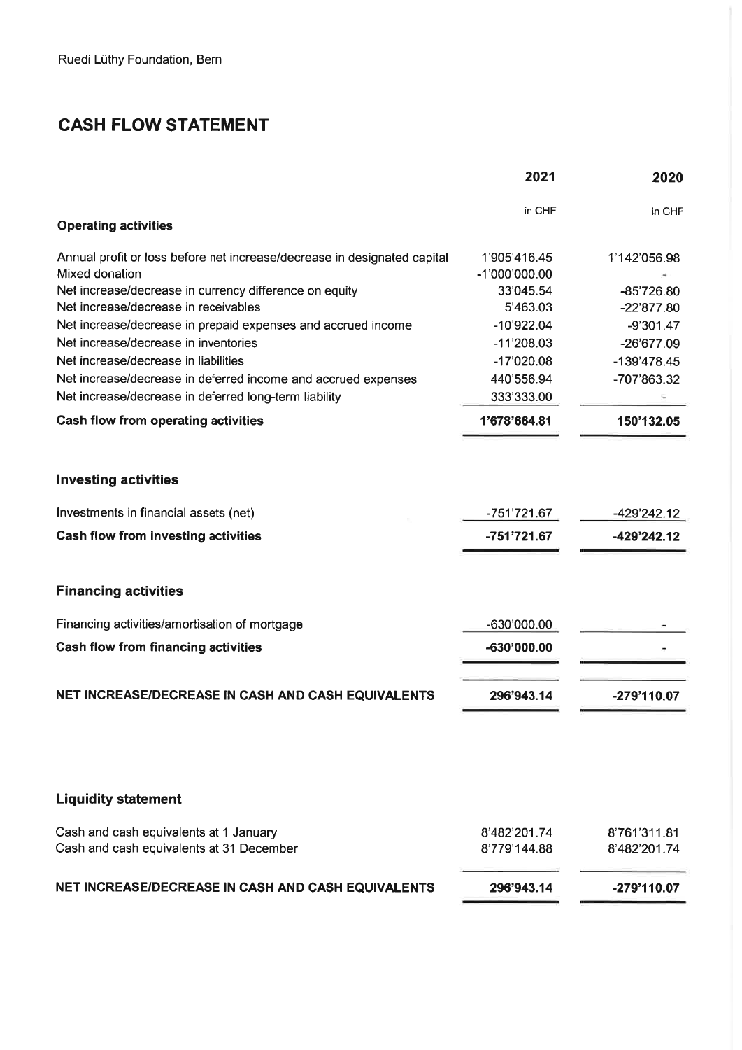Ruedi Lüthy Foundation, Bern

# CASH FLOW STATEMENT

| | 2021 | 2020 |
|---|---|---|
| | in CHF | in CHF |
| **Operating activities** | | |
| Annual profit or loss before net increase/decrease in designated capital | 1'905'416.45 | 1'142'056.98 |
| Mixed donation | -1'000'000.00 | - |
| Net increase/decrease in currency difference on equity | 33'045.54 | -85'726.80 |
| Net increase/decrease in receivables | 5'463.03 | -22'877.80 |
| Net increase/decrease in prepaid expenses and accrued income | -10'922.04 | -9'301.47 |
| Net increase/decrease in inventories | -11'208.03 | -26'677.09 |
| Net increase/decrease in liabilities | -17'020.08 | -139'478.45 |
| Net increase/decrease in deferred income and accrued expenses | 440'556.94 | -707'863.32 |
| Net increase/decrease in deferred long-term liability | 333'333.00 | - |
| **Cash flow from operating activities** | **1'678'664.81** | **150'132.05** |
| **Investing activities** | | |
| Investments in financial assets (net) | -751'721.67 | -429'242.12 |
| **Cash flow from investing activities** | **-751'721.67** | **-429'242.12** |
| **Financing activities** | | |
| Financing activities/amortisation of mortgage | -630'000.00 | - |
| **Cash flow from financing activities** | **-630'000.00** | - |
| **NET INCREASE/DECREASE IN CASH AND CASH EQUIVALENTS** | **296'943.14** | **-279'110.07** |

## Liquidity statement

| | 2021 | 2020 |
|---|---|---|
| Cash and cash equivalents at 1 January | 8'482'201.74 | 8'761'311.81 |
| Cash and cash equivalents at 31 December | 8'779'144.88 | 8'482'201.74 |
| **NET INCREASE/DECREASE IN CASH AND CASH EQUIVALENTS** | **296'943.14** | **-279'110.07** |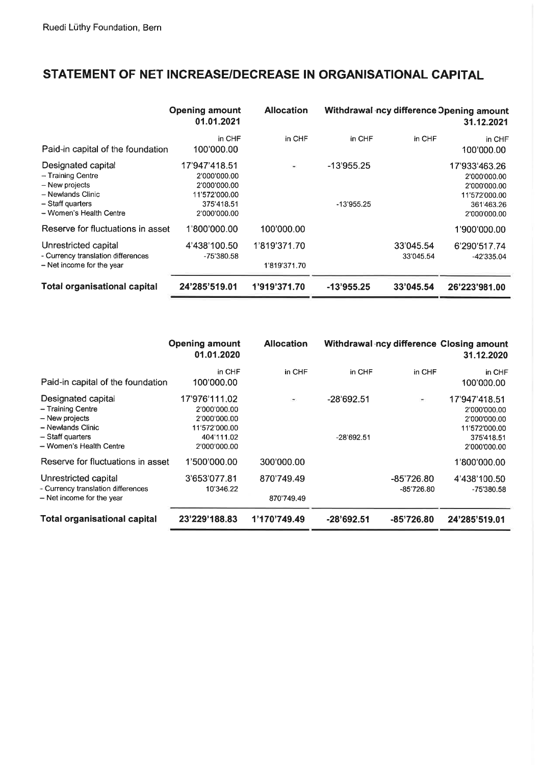# STATEMENT OF NET INCREASE/DECREASE IN ORGANISATIONAL CAPITAL

| | Opening amount 01.01.2021 | Allocation | Withdrawal | ncy difference | Opening amount 31.12.2021 |
|---|---|---|---|---|---|
| | in CHF | in CHF | in CHF | in CHF | in CHF |
| Paid-in capital of the foundation | 100'000.00 | | | | 100'000.00 |
| Designated capital | 17'947'418.51 | - | -13'955.25 | | 17'933'463.26 |
| – Training Centre | 2'000'000.00 | | | | 2'000'000.00 |
| – New projects | 2'000'000.00 | | | | 2'000'000.00 |
| – Newlands Clinic | 11'572'000.00 | | | | 11'572'000.00 |
| – Staff quarters | 375'418.51 | | -13'955.25 | | 361'463.26 |
| – Women's Health Centre | 2'000'000.00 | | | | 2'000'000.00 |
| Reserve for fluctuations in asset | 1'800'000.00 | 100'000.00 | | | 1'900'000.00 |
| Unrestricted capital | 4'438'100.50 | 1'819'371.70 | | 33'045.54 | 6'290'517.74 |
| - Currency translation differences | -75'380.58 | | | 33'045.54 | -42'335.04 |
| – Net income for the year | | 1'819'371.70 | | | |
| **Total organisational capital** | **24'285'519.01** | **1'919'371.70** | **-13'955.25** | **33'045.54** | **26'223'981.00** |

| | Opening amount 01.01.2020 | Allocation | Withdrawal | ncy difference | Closing amount 31.12.2020 |
|---|---|---|---|---|---|
| | in CHF | in CHF | in CHF | in CHF | in CHF |
| Paid-in capital of the foundation | 100'000.00 | | | | 100'000.00 |
| Designated capital | 17'976'111.02 | - | -28'692.51 | - | 17'947'418.51 |
| – Training Centre | 2'000'000.00 | | | | 2'000'000.00 |
| – New projects | 2'000'000.00 | | | | 2'000'000.00 |
| – Newlands Clinic | 11'572'000.00 | | | | 11'572'000.00 |
| – Staff quarters | 404'111.02 | | -28'692.51 | | 375'418.51 |
| – Women's Health Centre | 2'000'000.00 | | | | 2'000'000.00 |
| Reserve for fluctuations in asset | 1'500'000.00 | 300'000.00 | | | 1'800'000.00 |
| Unrestricted capital | 3'653'077.81 | 870'749.49 | | -85'726.80 | 4'438'100.50 |
| - Currency translation differences | 10'346.22 | | | -85'726.80 | -75'380.58 |
| – Net income for the year | | 870'749.49 | | | |
| **Total organisational capital** | **23'229'188.83** | **1'170'749.49** | **-28'692.51** | **-85'726.80** | **24'285'519.01** |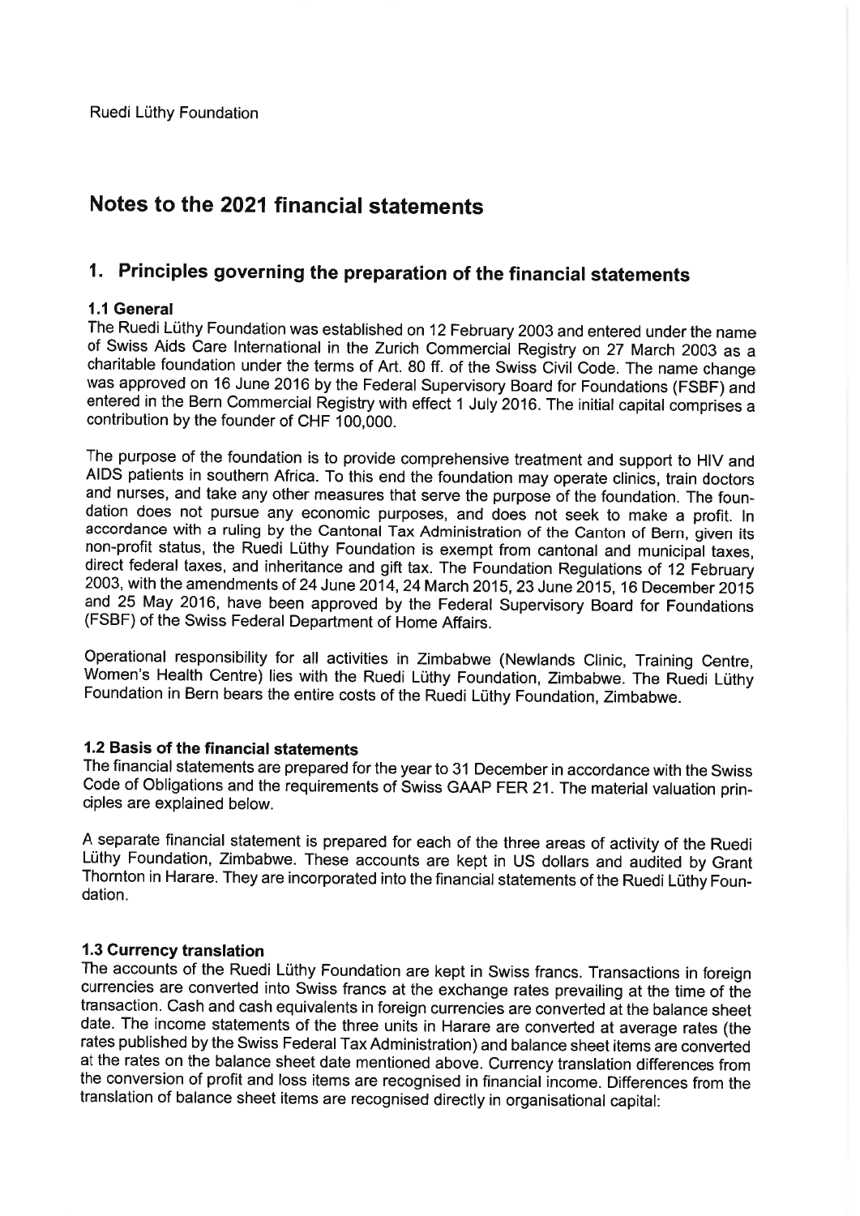Ruedi Lüthy Foundation

# Notes to the 2021 financial statements

## 1. Principles governing the preparation of the financial statements

### 1.1 General

The Ruedi Lüthy Foundation was established on 12 February 2003 and entered under the name of Swiss Aids Care International in the Zurich Commercial Registry on 27 March 2003 as a charitable foundation under the terms of Art. 80 ff. of the Swiss Civil Code. The name change was approved on 16 June 2016 by the Federal Supervisory Board for Foundations (FSBF) and entered in the Bern Commercial Registry with effect 1 July 2016. The initial capital comprises a contribution by the founder of CHF 100,000.

The purpose of the foundation is to provide comprehensive treatment and support to HIV and AIDS patients in southern Africa. To this end the foundation may operate clinics, train doctors and nurses, and take any other measures that serve the purpose of the foundation. The foundation does not pursue any economic purposes, and does not seek to make a profit. In accordance with a ruling by the Cantonal Tax Administration of the Canton of Bern, given its non-profit status, the Ruedi Lüthy Foundation is exempt from cantonal and municipal taxes, direct federal taxes, and inheritance and gift tax. The Foundation Regulations of 12 February 2003, with the amendments of 24 June 2014, 24 March 2015, 23 June 2015, 16 December 2015 and 25 May 2016, have been approved by the Federal Supervisory Board for Foundations (FSBF) of the Swiss Federal Department of Home Affairs.

Operational responsibility for all activities in Zimbabwe (Newlands Clinic, Training Centre, Women's Health Centre) lies with the Ruedi Lüthy Foundation, Zimbabwe. The Ruedi Lüthy Foundation in Bern bears the entire costs of the Ruedi Lüthy Foundation, Zimbabwe.

### 1.2 Basis of the financial statements

The financial statements are prepared for the year to 31 December in accordance with the Swiss Code of Obligations and the requirements of Swiss GAAP FER 21. The material valuation principles are explained below.

A separate financial statement is prepared for each of the three areas of activity of the Ruedi Lüthy Foundation, Zimbabwe. These accounts are kept in US dollars and audited by Grant Thornton in Harare. They are incorporated into the financial statements of the Ruedi Lüthy Foundation.

### 1.3 Currency translation

The accounts of the Ruedi Lüthy Foundation are kept in Swiss francs. Transactions in foreign currencies are converted into Swiss francs at the exchange rates prevailing at the time of the transaction. Cash and cash equivalents in foreign currencies are converted at the balance sheet date. The income statements of the three units in Harare are converted at average rates (the rates published by the Swiss Federal Tax Administration) and balance sheet items are converted at the rates on the balance sheet date mentioned above. Currency translation differences from the conversion of profit and loss items are recognised in financial income. Differences from the translation of balance sheet items are recognised directly in organisational capital: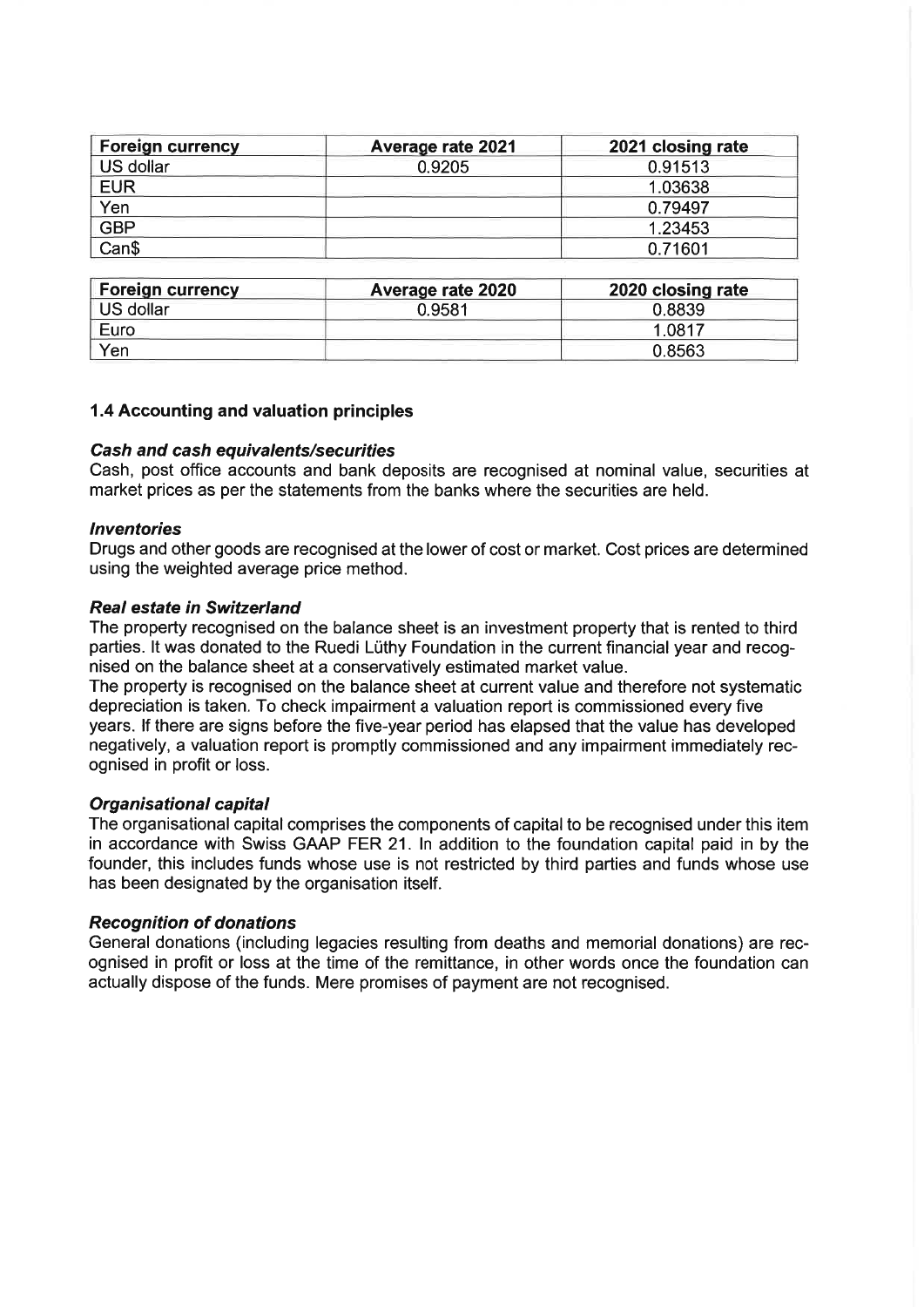| Foreign currency | Average rate 2021 | 2021 closing rate |
|---|---|---|
| US dollar | 0.9205 | 0.91513 |
| EUR | | 1.03638 |
| Yen | | 0.79497 |
| GBP | | 1.23453 |
| Can$ | | 0.71601 |

| Foreign currency | Average rate 2020 | 2020 closing rate |
|---|---|---|
| US dollar | 0.9581 | 0.8839 |
| Euro | | 1.0817 |
| Yen | | 0.8563 |

### 1.4 Accounting and valuation principles

***Cash and cash equivalents/securities***

Cash, post office accounts and bank deposits are recognised at nominal value, securities at market prices as per the statements from the banks where the securities are held.

***Inventories***

Drugs and other goods are recognised at the lower of cost or market. Cost prices are determined using the weighted average price method.

***Real estate in Switzerland***

The property recognised on the balance sheet is an investment property that is rented to third parties. It was donated to the Ruedi Lüthy Foundation in the current financial year and recognised on the balance sheet at a conservatively estimated market value.

The property is recognised on the balance sheet at current value and therefore not systematic depreciation is taken. To check impairment a valuation report is commissioned every five years. If there are signs before the five-year period has elapsed that the value has developed negatively, a valuation report is promptly commissioned and any impairment immediately recognised in profit or loss.

***Organisational capital***

The organisational capital comprises the components of capital to be recognised under this item in accordance with Swiss GAAP FER 21. In addition to the foundation capital paid in by the founder, this includes funds whose use is not restricted by third parties and funds whose use has been designated by the organisation itself.

***Recognition of donations***

General donations (including legacies resulting from deaths and memorial donations) are recognised in profit or loss at the time of the remittance, in other words once the foundation can actually dispose of the funds. Mere promises of payment are not recognised.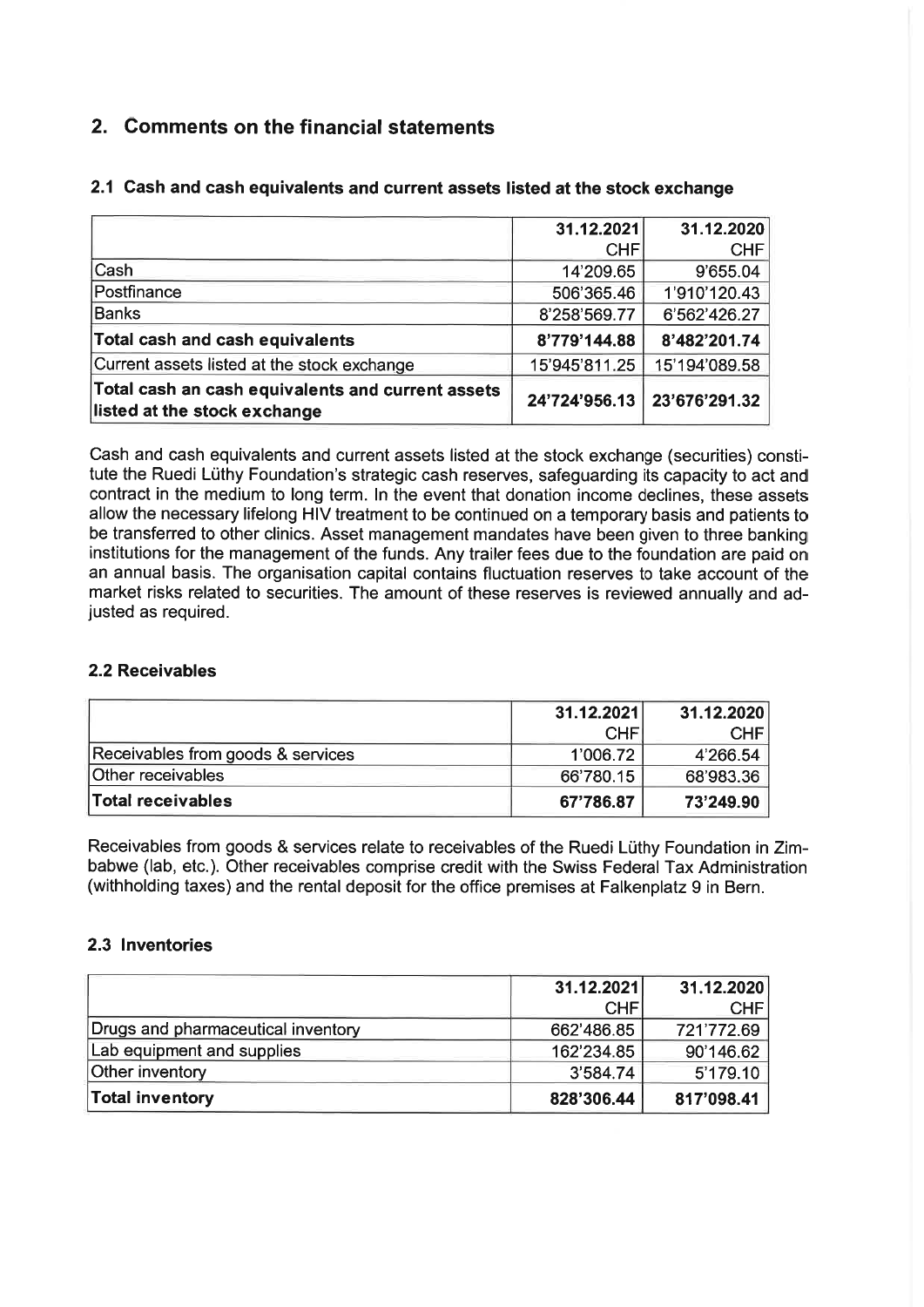## 2. Comments on the financial statements

### 2.1 Cash and cash equivalents and current assets listed at the stock exchange

| | 31.12.2021<br>CHF | 31.12.2020<br>CHF |
|---|---|---|
| Cash | 14'209.65 | 9'655.04 |
| Postfinance | 506'365.46 | 1'910'120.43 |
| Banks | 8'258'569.77 | 6'562'426.27 |
| **Total cash and cash equivalents** | **8'779'144.88** | **8'482'201.74** |
| Current assets listed at the stock exchange | 15'945'811.25 | 15'194'089.58 |
| **Total cash an cash equivalents and current assets listed at the stock exchange** | **24'724'956.13** | **23'676'291.32** |

Cash and cash equivalents and current assets listed at the stock exchange (securities) constitute the Ruedi Lüthy Foundation's strategic cash reserves, safeguarding its capacity to act and contract in the medium to long term. In the event that donation income declines, these assets allow the necessary lifelong HIV treatment to be continued on a temporary basis and patients to be transferred to other clinics. Asset management mandates have been given to three banking institutions for the management of the funds. Any trailer fees due to the foundation are paid on an annual basis. The organisation capital contains fluctuation reserves to take account of the market risks related to securities. The amount of these reserves is reviewed annually and adjusted as required.

### 2.2 Receivables

| | 31.12.2021<br>CHF | 31.12.2020<br>CHF |
|---|---|---|
| Receivables from goods & services | 1'006.72 | 4'266.54 |
| Other receivables | 66'780.15 | 68'983.36 |
| **Total receivables** | **67'786.87** | **73'249.90** |

Receivables from goods & services relate to receivables of the Ruedi Lüthy Foundation in Zimbabwe (lab, etc.). Other receivables comprise credit with the Swiss Federal Tax Administration (withholding taxes) and the rental deposit for the office premises at Falkenplatz 9 in Bern.

### 2.3 Inventories

| | 31.12.2021<br>CHF | 31.12.2020<br>CHF |
|---|---|---|
| Drugs and pharmaceutical inventory | 662'486.85 | 721'772.69 |
| Lab equipment and supplies | 162'234.85 | 90'146.62 |
| Other inventory | 3'584.74 | 5'179.10 |
| **Total inventory** | **828'306.44** | **817'098.41** |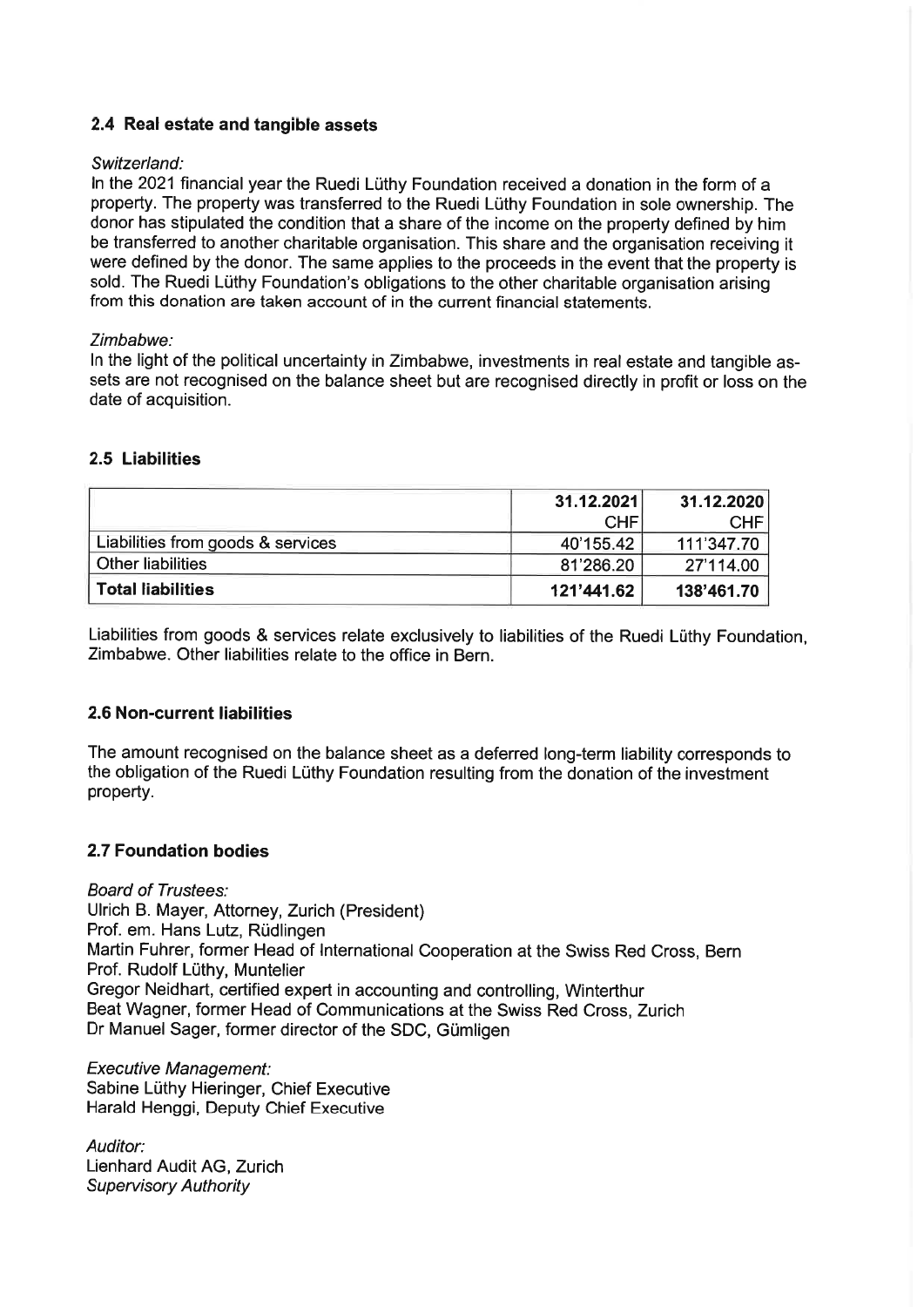### 2.4 Real estate and tangible assets

*Switzerland:*
In the 2021 financial year the Ruedi Lüthy Foundation received a donation in the form of a property. The property was transferred to the Ruedi Lüthy Foundation in sole ownership. The donor has stipulated the condition that a share of the income on the property defined by him be transferred to another charitable organisation. This share and the organisation receiving it were defined by the donor. The same applies to the proceeds in the event that the property is sold. The Ruedi Lüthy Foundation's obligations to the other charitable organisation arising from this donation are taken account of in the current financial statements.

*Zimbabwe:*
In the light of the political uncertainty in Zimbabwe, investments in real estate and tangible assets are not recognised on the balance sheet but are recognised directly in profit or loss on the date of acquisition.

### 2.5 Liabilities

| | 31.12.2021 CHF | 31.12.2020 CHF |
|---|---|---|
| Liabilities from goods & services | 40'155.42 | 111'347.70 |
| Other liabilities | 81'286.20 | 27'114.00 |
| **Total liabilities** | **121'441.62** | **138'461.70** |

Liabilities from goods & services relate exclusively to liabilities of the Ruedi Lüthy Foundation, Zimbabwe. Other liabilities relate to the office in Bern.

### 2.6 Non-current liabilities

The amount recognised on the balance sheet as a deferred long-term liability corresponds to the obligation of the Ruedi Lüthy Foundation resulting from the donation of the investment property.

### 2.7 Foundation bodies

*Board of Trustees:*
Ulrich B. Mayer, Attorney, Zurich (President)
Prof. em. Hans Lutz, Rüdlingen
Martin Fuhrer, former Head of International Cooperation at the Swiss Red Cross, Bern
Prof. Rudolf Lüthy, Muntelier
Gregor Neidhart, certified expert in accounting and controlling, Winterthur
Beat Wagner, former Head of Communications at the Swiss Red Cross, Zurich
Dr Manuel Sager, former director of the SDC, Gümligen

*Executive Management:*
Sabine Lüthy Hieringer, Chief Executive
Harald Henggi, Deputy Chief Executive

*Auditor:*
Lienhard Audit AG, Zurich
*Supervisory Authority*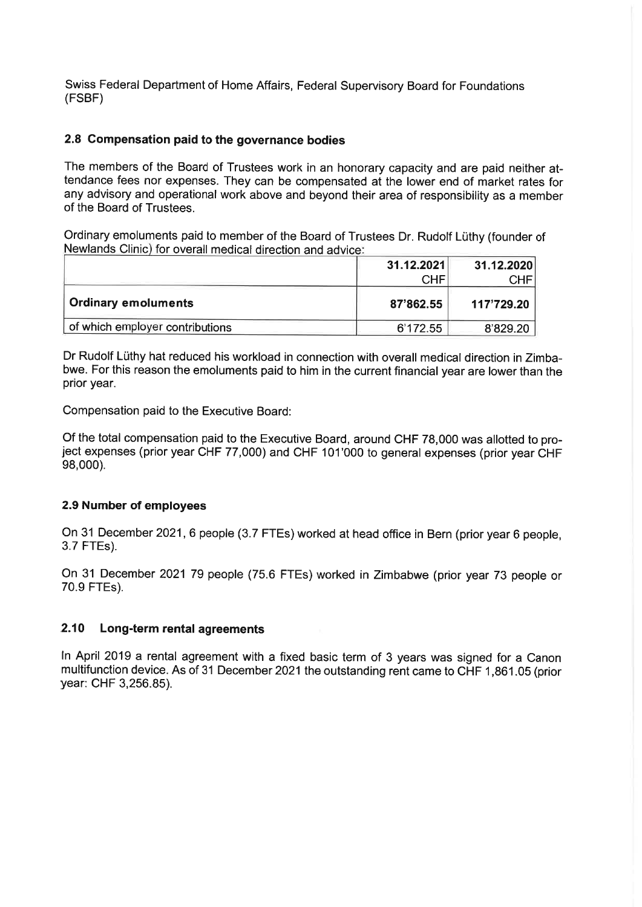Swiss Federal Department of Home Affairs, Federal Supervisory Board for Foundations (FSBF)

### 2.8 Compensation paid to the governance bodies

The members of the Board of Trustees work in an honorary capacity and are paid neither attendance fees nor expenses. They can be compensated at the lower end of market rates for any advisory and operational work above and beyond their area of responsibility as a member of the Board of Trustees.

Ordinary emoluments paid to member of the Board of Trustees Dr. Rudolf Lüthy (founder of Newlands Clinic) for overall medical direction and advice:

| | 31.12.2021<br>CHF | 31.12.2020<br>CHF |
|---|---|---|
| **Ordinary emoluments** | **87'862.55** | **117'729.20** |
| of which employer contributions | 6'172.55 | 8'829.20 |

Dr Rudolf Lüthy hat reduced his workload in connection with overall medical direction in Zimbabwe. For this reason the emoluments paid to him in the current financial year are lower than the prior year.

Compensation paid to the Executive Board:

Of the total compensation paid to the Executive Board, around CHF 78,000 was allotted to project expenses (prior year CHF 77,000) and CHF 101'000 to general expenses (prior year CHF 98,000).

### 2.9 Number of employees

On 31 December 2021, 6 people (3.7 FTEs) worked at head office in Bern (prior year 6 people, 3.7 FTEs).

On 31 December 2021 79 people (75.6 FTEs) worked in Zimbabwe (prior year 73 people or 70.9 FTEs).

### 2.10 Long-term rental agreements

In April 2019 a rental agreement with a fixed basic term of 3 years was signed for a Canon multifunction device. As of 31 December 2021 the outstanding rent came to CHF 1,861.05 (prior year: CHF 3,256.85).